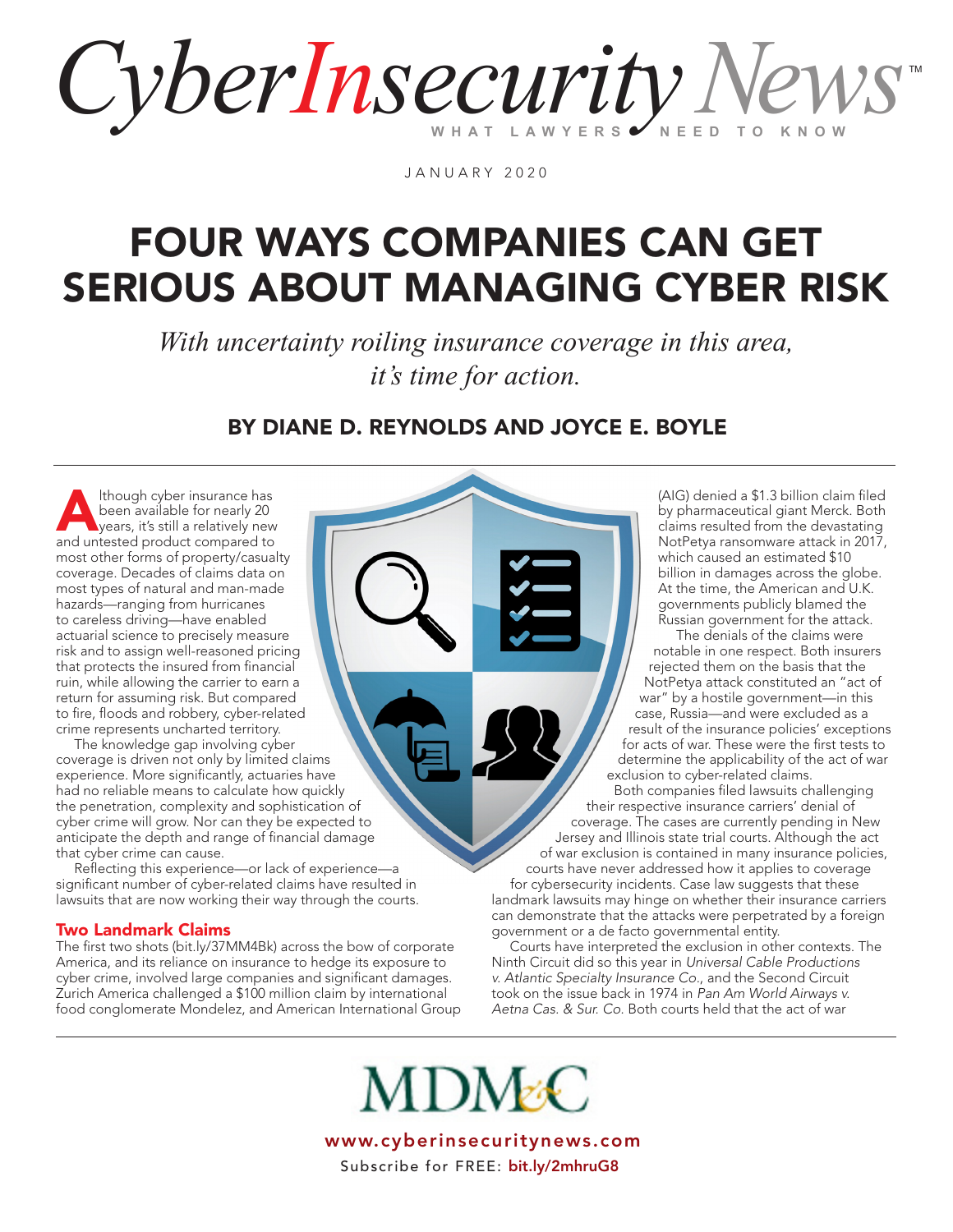# CyberInsecurity News™

WHAT LAWYERS NEED TO KNOW

JANUARY 2020

# FOUR WAYS COMPANIES CAN GET SERIOUS ABOUT MANAGING CYBER RISK

*With uncertainty roiling insurance coverage in this area, it's time for action.*

## BY DIANE D. REYNOLDS AND JOYCE E. BOYLE

Although cyber insurance has been available for nearly 20 years, it's still a relatively new and untested product compared to most other forms of property/casualty coverage. Decades of claims data on most types of natural and man-made hazards—ranging from hurricanes to careless driving—have enabled actuarial science to precisely measure risk and to assign well-reasoned pricing that protects the insured from financial ruin, while allowing the carrier to earn a return for assuming risk. But compared to fire, floods and robbery, cyber-related crime represents uncharted territory.

The knowledge gap involving cyber coverage is driven not only by limited claims experience. More significantly, actuaries have had no reliable means to calculate how quickly the penetration, complexity and sophistication of cyber crime will grow. Nor can they be expected to anticipate the depth and range of financial damage that cyber crime can cause.

Reflecting this experience—or lack of experience—a significant number of cyber-related claims have resulted in lawsuits that are now working their way through the courts.

### Two Landmark Claims

The first two shots (bit.ly/37MM4Bk) across the bow of corporate America, and its reliance on insurance to hedge its exposure to cyber crime, involved large companies and significant damages. Zurich America challenged a $100 million claim by international food conglomerate Mondelez, and American International Group (AIG) denied a $1.3 billion claim filed by pharmaceutical giant Merck. Both claims resulted from the devastating NotPetya ransomware attack in 2017, which caused an estimated $10 billion in damages across the globe. At the time, the American and U.K. governments publicly blamed the Russian government for the attack.

The denials of the claims were notable in one respect. Both insurers rejected them on the basis that the NotPetya attack constituted an "act of war" by a hostile government—in this case, Russia—and were excluded as a result of the insurance policies' exceptions for acts of war. These were the first tests to determine the applicability of the act of war exclusion to cyber-related claims.

Both companies filed lawsuits challenging their respective insurance carriers' denial of coverage. The cases are currently pending in New Jersey and Illinois state trial courts. Although the act of war exclusion is contained in many insurance policies, courts have never addressed how it applies to coverage for cybersecurity incidents. Case law suggests that these landmark lawsuits may hinge on whether their insurance carriers can demonstrate that the attacks were perpetrated by a foreign government or a de facto governmental entity.

Courts have interpreted the exclusion in other contexts. The Ninth Circuit did so this year in *Universal Cable Productions v. Atlantic Specialty Insurance Co.*, and the Second Circuit took on the issue back in 1974 in *Pan Am World Airways v. Aetna Cas. & Sur. Co.* Both courts held that the act of war

MDM&C

www.cyberinsecuritynews.com

Subscribe for FREE: bit.ly/2mhruG8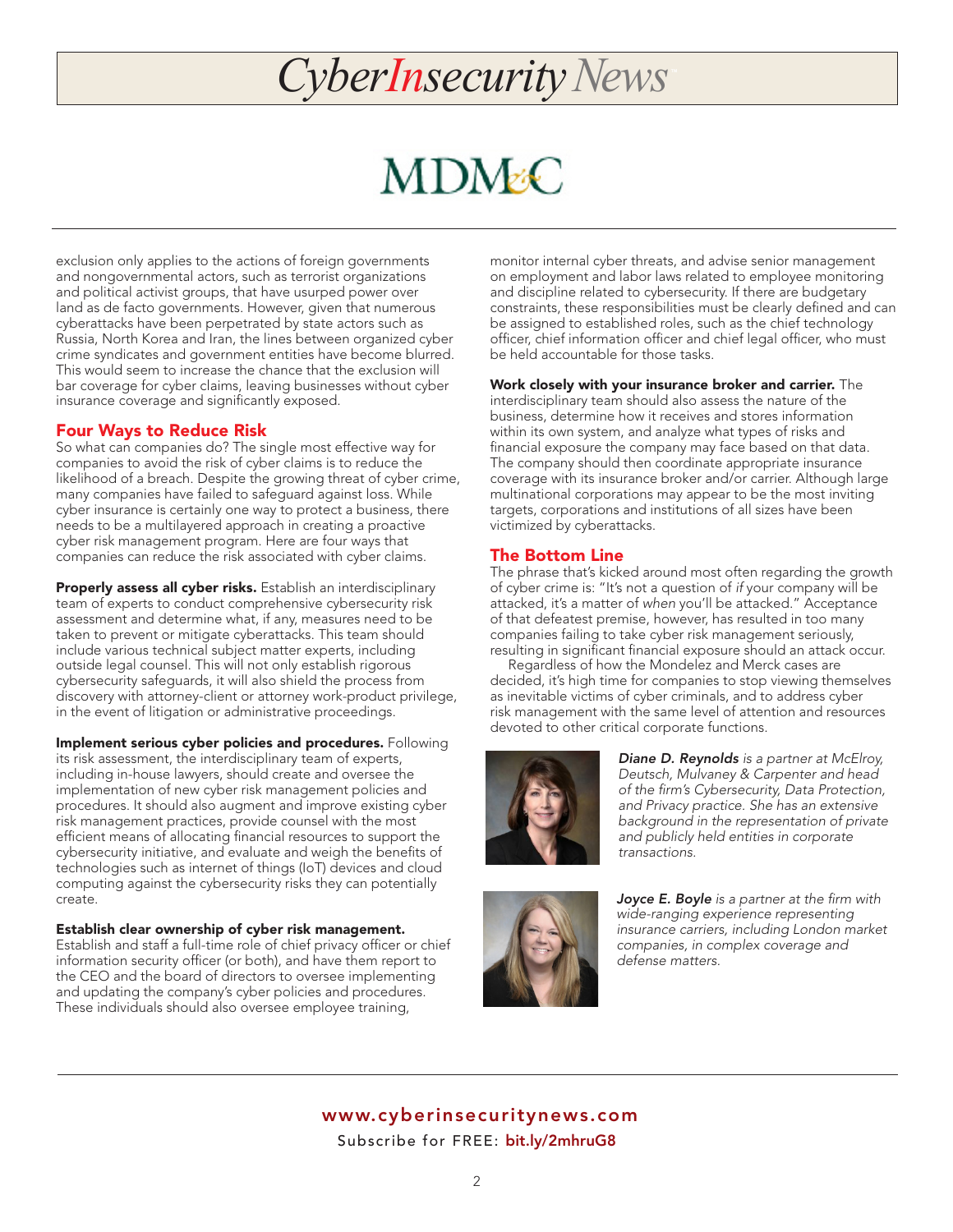exclusion only applies to the actions of foreign governments and nongovernmental actors, such as terrorist organizations and political activist groups, that have usurped power over land as de facto governments. However, given that numerous cyberattacks have been perpetrated by state actors such as Russia, North Korea and Iran, the lines between organized cyber crime syndicates and government entities have become blurred. This would seem to increase the chance that the exclusion will bar coverage for cyber claims, leaving businesses without cyber insurance coverage and significantly exposed.

## Four Ways to Reduce Risk

So what can companies do? The single most effective way for companies to avoid the risk of cyber claims is to reduce the likelihood of a breach. Despite the growing threat of cyber crime, many companies have failed to safeguard against loss. While cyber insurance is certainly one way to protect a business, there needs to be a multilayered approach in creating a proactive cyber risk management program. Here are four ways that companies can reduce the risk associated with cyber claims.

**Properly assess all cyber risks.** Establish an interdisciplinary team of experts to conduct comprehensive cybersecurity risk assessment and determine what, if any, measures need to be taken to prevent or mitigate cyberattacks. This team should include various technical subject matter experts, including outside legal counsel. This will not only establish rigorous cybersecurity safeguards, it will also shield the process from discovery with attorney-client or attorney work-product privilege, in the event of litigation or administrative proceedings.

**Implement serious cyber policies and procedures.** Following its risk assessment, the interdisciplinary team of experts, including in-house lawyers, should create and oversee the implementation of new cyber risk management policies and procedures. It should also augment and improve existing cyber risk management practices, provide counsel with the most efficient means of allocating financial resources to support the cybersecurity initiative, and evaluate and weigh the benefits of technologies such as internet of things (IoT) devices and cloud computing against the cybersecurity risks they can potentially create.

**Establish clear ownership of cyber risk management.** Establish and staff a full-time role of chief privacy officer or chief information security officer (or both), and have them report to the CEO and the board of directors to oversee implementing and updating the company's cyber policies and procedures. These individuals should also oversee employee training, monitor internal cyber threats, and advise senior management on employment and labor laws related to employee monitoring and discipline related to cybersecurity. If there are budgetary constraints, these responsibilities must be clearly defined and can be assigned to established roles, such as the chief technology officer, chief information officer and chief legal officer, who must be held accountable for those tasks.

**Work closely with your insurance broker and carrier.** The interdisciplinary team should also assess the nature of the business, determine how it receives and stores information within its own system, and analyze what types of risks and financial exposure the company may face based on that data. The company should then coordinate appropriate insurance coverage with its insurance broker and/or carrier. Although large multinational corporations may appear to be the most inviting targets, corporations and institutions of all sizes have been victimized by cyberattacks.

## The Bottom Line

The phrase that's kicked around most often regarding the growth of cyber crime is: "It's not a question of *if* your company will be attacked, it's a matter of *when* you'll be attacked." Acceptance of that defeatest premise, however, has resulted in too many companies failing to take cyber risk management seriously, resulting in significant financial exposure should an attack occur.

Regardless of how the Mondelez and Merck cases are decided, it's high time for companies to stop viewing themselves as inevitable victims of cyber criminals, and to address cyber risk management with the same level of attention and resources devoted to other critical corporate functions.

***Diane D. Reynolds** is a partner at McElroy, Deutsch, Mulvaney & Carpenter and head of the firm's Cybersecurity, Data Protection, and Privacy practice. She has an extensive background in the representation of private and publicly held entities in corporate transactions.*

***Joyce E. Boyle** is a partner at the firm with wide-ranging experience representing insurance carriers, including London market companies, in complex coverage and defense matters.*

**www.cyberinsecuritynews.com**

Subscribe for FREE: **bit.ly/2mhruG8**